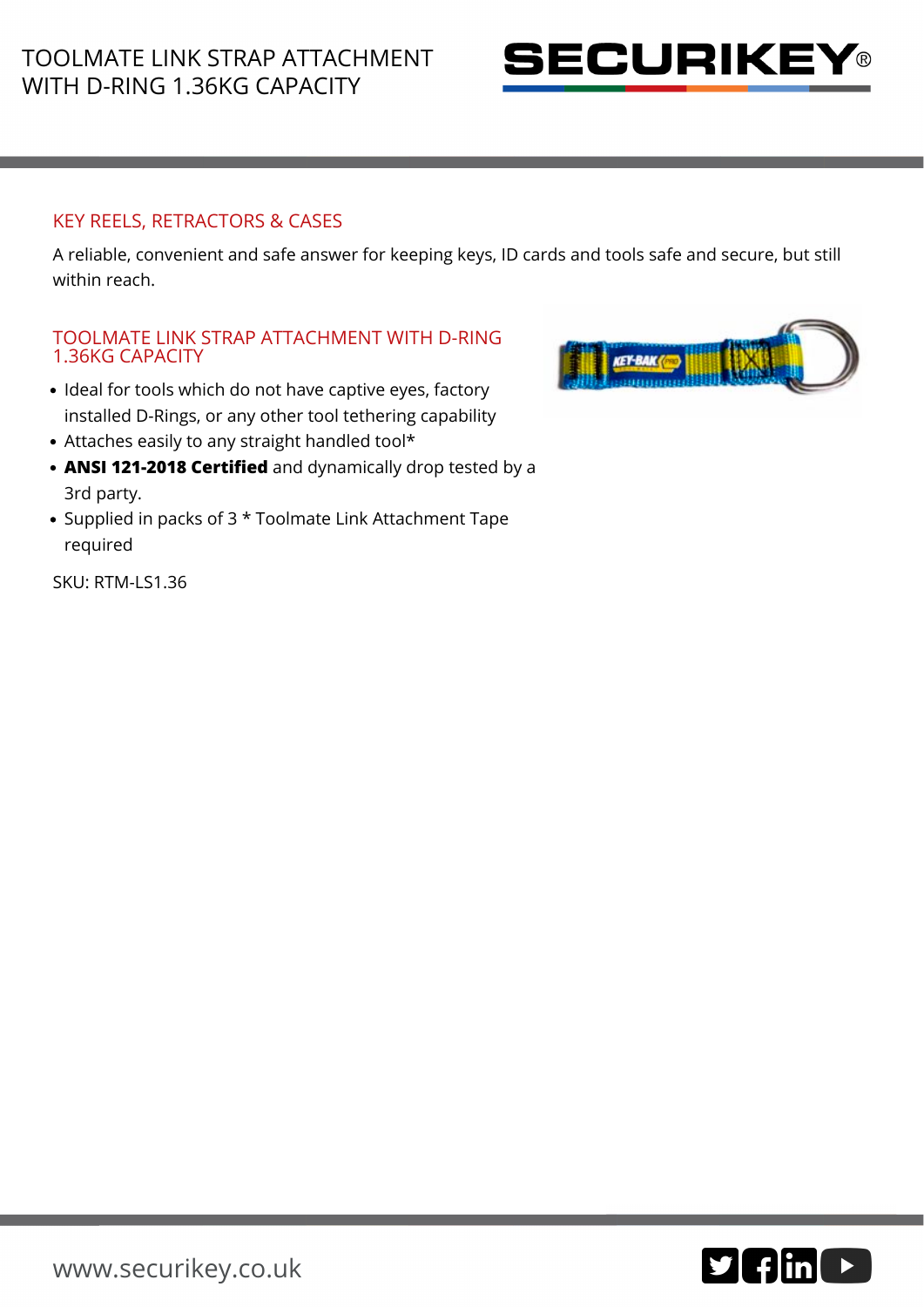# TOOLMATE LINK STRAP ATTACHMENT WITH D-RING 1.36KG CAPACITY

## KEY REELS, RETRACTORS & CASES

A reliable, convenient and safe answer for keeping keys, ID cards and tools safe and secure, but still within reach.

### TOOLMATE LINK STRAP ATTACHMENT WITH D-RING 1.36KG CAPACITY

- Ideal for tools which do not have captive eyes, factory installed D-Rings, or any other tool tethering capability
- Attaches easily to any straight handled tool*
- **ANSI 121-2018 Certified** and dynamically drop tested by a 3rd party.
- Supplied in packs of 3 * Toolmate Link Attachment Tape required

SKU: RTM-LS1.36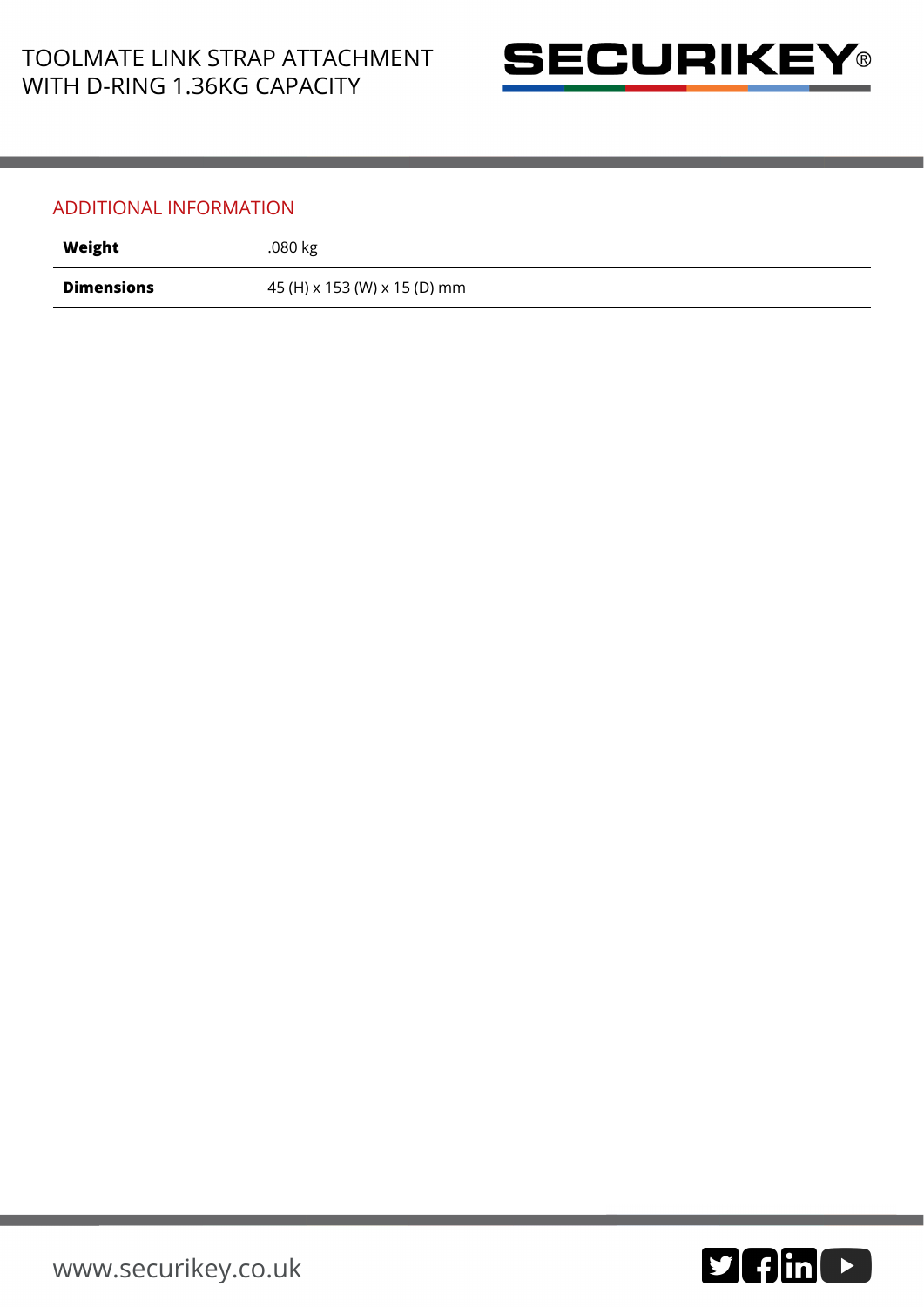## ADDITIONAL INFORMATION

| | |
|---|---|
| **Weight** | .080 kg |
| **Dimensions** | 45 (H) x 153 (W) x 15 (D) mm |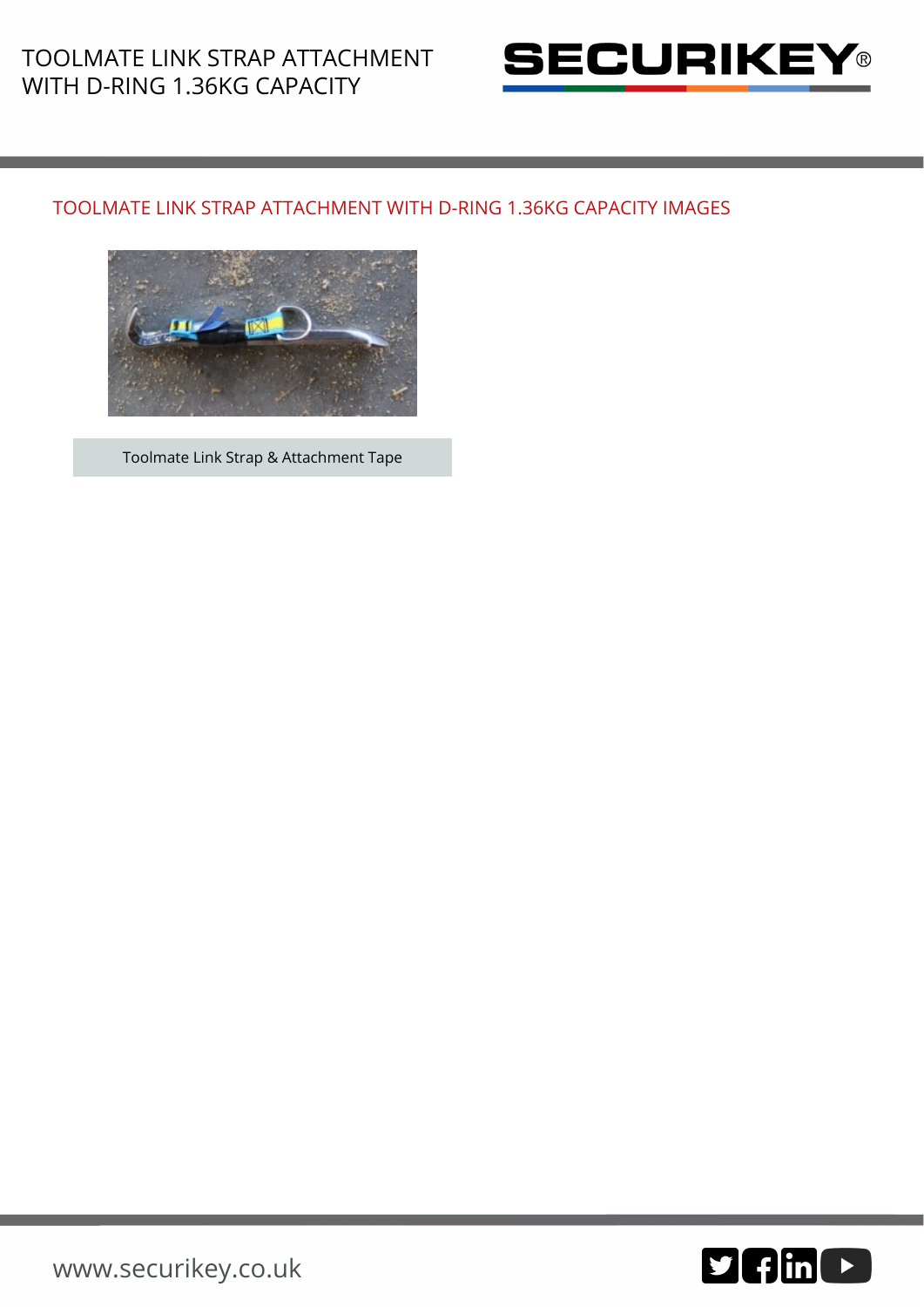## TOOLMATE LINK STRAP ATTACHMENT WITH D-RING 1.36KG CAPACITY IMAGES

Toolmate Link Strap & Attachment Tape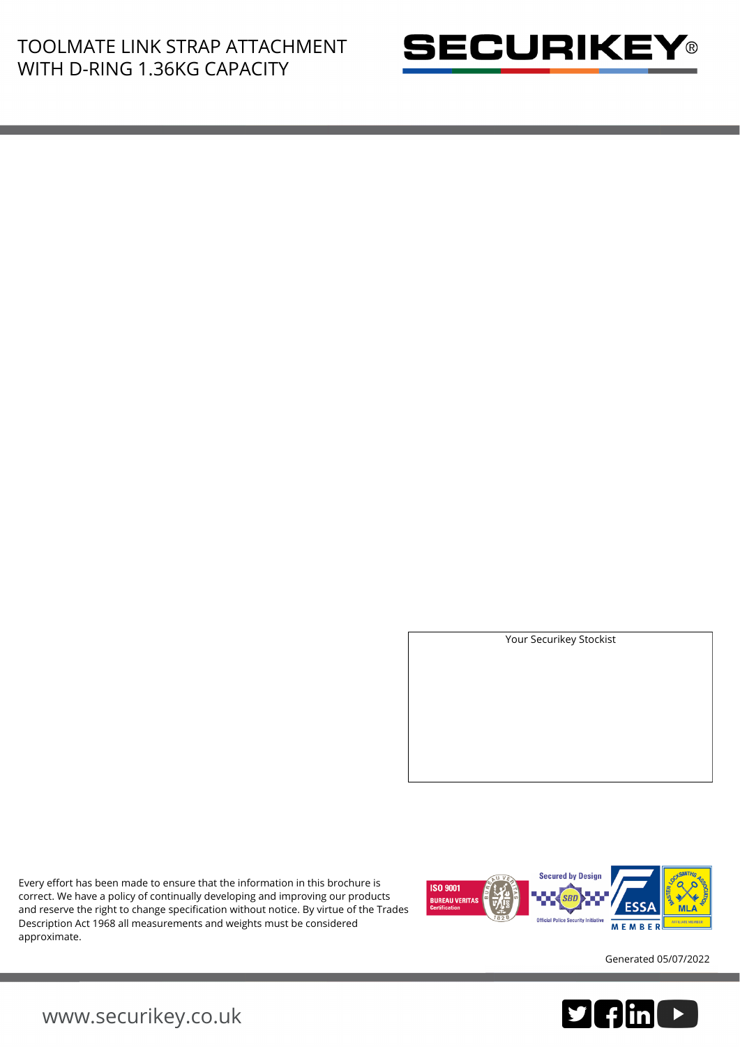TOOLMATE LINK STRAP ATTACHMENT WITH D-RING 1.36KG CAPACITY

SECURIKEY®

Your Securikey Stockist

Every effort has been made to ensure that the information in this brochure is correct. We have a policy of continually developing and improving our products and reserve the right to change specification without notice. By virtue of the Trades Description Act 1968 all measurements and weights must be considered approximate.

Generated 05/07/2022

www.securikey.co.uk